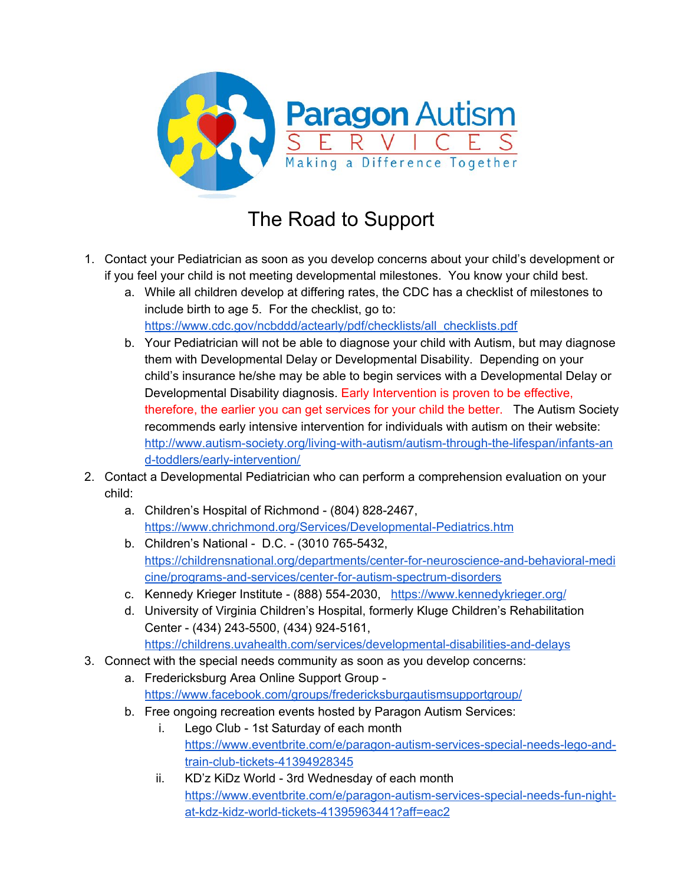Paragon Autism

SERVICES

Making a Difference Together

# The Road to Support

1. Contact your Pediatrician as soon as you develop concerns about your child's development or if you feel your child is not meeting developmental milestones. You know your child best.
   a. While all children develop at differing rates, the CDC has a checklist of milestones to include birth to age 5. For the checklist, go to: https://www.cdc.gov/ncbddd/actearly/pdf/checklists/all_checklists.pdf
   b. Your Pediatrician will not be able to diagnose your child with Autism, but may diagnose them with Developmental Delay or Developmental Disability. Depending on your child's insurance he/she may be able to begin services with a Developmental Delay or Developmental Disability diagnosis. Early Intervention is proven to be effective, therefore, the earlier you can get services for your child the better. The Autism Society recommends early intensive intervention for individuals with autism on their website: http://www.autism-society.org/living-with-autism/autism-through-the-lifespan/infants-and-toddlers/early-intervention/
2. Contact a Developmental Pediatrician who can perform a comprehension evaluation on your child:
   a. Children's Hospital of Richmond - (804) 828-2467, https://www.chrichmond.org/Services/Developmental-Pediatrics.htm
   b. Children's National - D.C. - (3010 765-5432, https://childrensnational.org/departments/center-for-neuroscience-and-behavioral-medicine/programs-and-services/center-for-autism-spectrum-disorders
   c. Kennedy Krieger Institute - (888) 554-2030, https://www.kennedykrieger.org/
   d. University of Virginia Children's Hospital, formerly Kluge Children's Rehabilitation Center - (434) 243-5500, (434) 924-5161, https://childrens.uvahealth.com/services/developmental-disabilities-and-delays
3. Connect with the special needs community as soon as you develop concerns:
   a. Fredericksburg Area Online Support Group - https://www.facebook.com/groups/fredericksburgautismsupportgroup/
   b. Free ongoing recreation events hosted by Paragon Autism Services:
      i. Lego Club - 1st Saturday of each month https://www.eventbrite.com/e/paragon-autism-services-special-needs-lego-and-train-club-tickets-41394928345
      ii. KD'z KiDz World - 3rd Wednesday of each month https://www.eventbrite.com/e/paragon-autism-services-special-needs-fun-night-at-kdz-kidz-world-tickets-41395963441?aff=eac2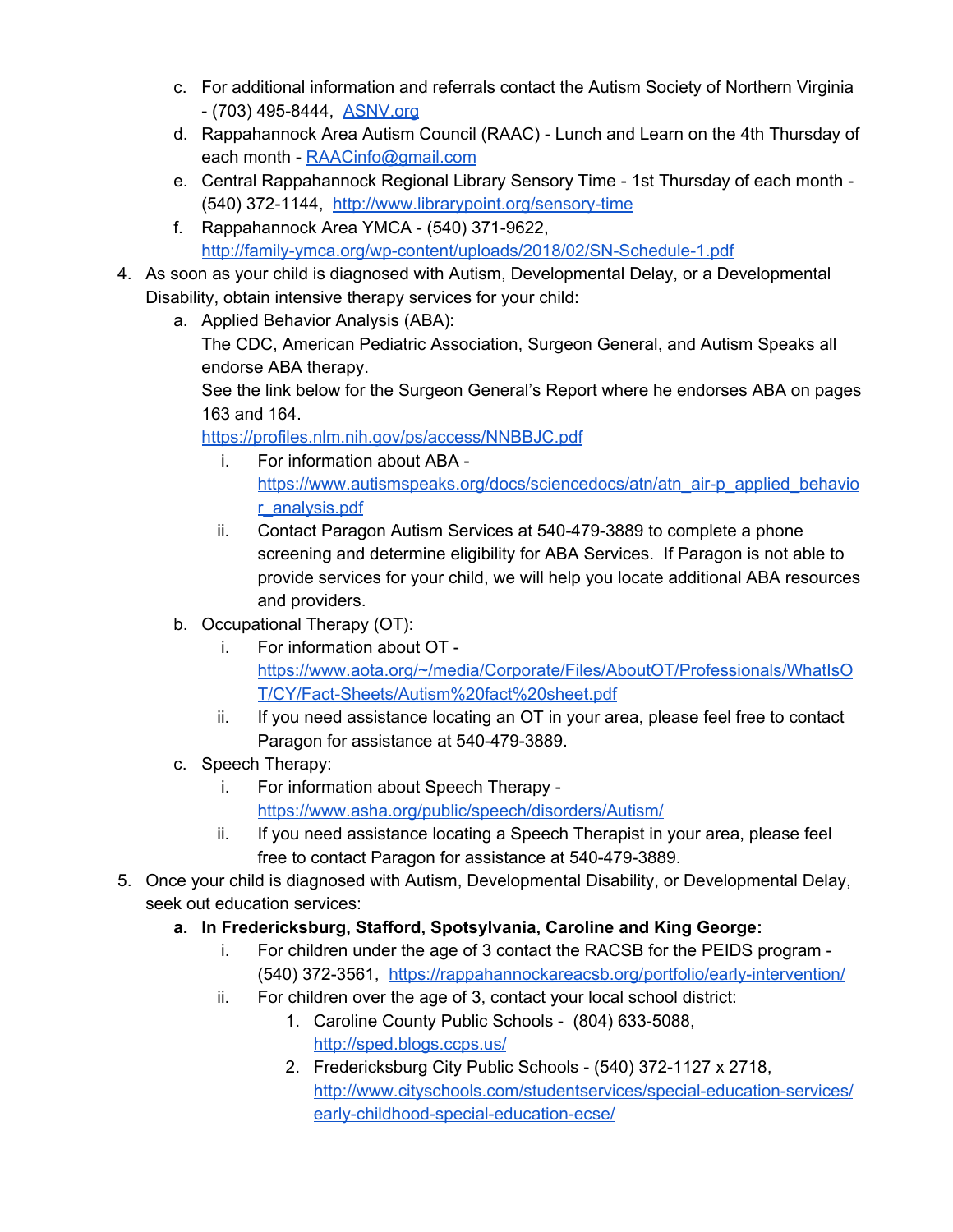c. For additional information and referrals contact the Autism Society of Northern Virginia - (703) 495-8444, [ASNV.org](ASNV.org)
   d. Rappahannock Area Autism Council (RAAC) - Lunch and Learn on the 4th Thursday of each month - [RAACinfo@gmail.com](mailto:RAACinfo@gmail.com)
   e. Central Rappahannock Regional Library Sensory Time - 1st Thursday of each month - (540) 372-1144, [http://www.librarypoint.org/sensory-time](http://www.librarypoint.org/sensory-time)
   f. Rappahannock Area YMCA - (540) 371-9622, [http://family-ymca.org/wp-content/uploads/2018/02/SN-Schedule-1.pdf](http://family-ymca.org/wp-content/uploads/2018/02/SN-Schedule-1.pdf)

4. As soon as your child is diagnosed with Autism, Developmental Delay, or a Developmental Disability, obtain intensive therapy services for your child:
   a. Applied Behavior Analysis (ABA):
      The CDC, American Pediatric Association, Surgeon General, and Autism Speaks all endorse ABA therapy.
      See the link below for the Surgeon General's Report where he endorses ABA on pages 163 and 164.
      [https://profiles.nlm.nih.gov/ps/access/NNBBJC.pdf](https://profiles.nlm.nih.gov/ps/access/NNBBJC.pdf)
      i. For information about ABA - [https://www.autismspeaks.org/docs/sciencedocs/atn/atn_air-p_applied_behavior_analysis.pdf](https://www.autismspeaks.org/docs/sciencedocs/atn/atn_air-p_applied_behavior_analysis.pdf)
      ii. Contact Paragon Autism Services at 540-479-3889 to complete a phone screening and determine eligibility for ABA Services. If Paragon is not able to provide services for your child, we will help you locate additional ABA resources and providers.
   b. Occupational Therapy (OT):
      i. For information about OT - [https://www.aota.org/~/media/Corporate/Files/AboutOT/Professionals/WhatIsOT/CY/Fact-Sheets/Autism%20fact%20sheet.pdf](https://www.aota.org/~/media/Corporate/Files/AboutOT/Professionals/WhatIsOT/CY/Fact-Sheets/Autism%20fact%20sheet.pdf)
      ii. If you need assistance locating an OT in your area, please feel free to contact Paragon for assistance at 540-479-3889.
   c. Speech Therapy:
      i. For information about Speech Therapy - [https://www.asha.org/public/speech/disorders/Autism/](https://www.asha.org/public/speech/disorders/Autism/)
      ii. If you need assistance locating a Speech Therapist in your area, please feel free to contact Paragon for assistance at 540-479-3889.

5. Once your child is diagnosed with Autism, Developmental Disability, or Developmental Delay, seek out education services:
   a. **In Fredericksburg, Stafford, Spotsylvania, Caroline and King George:**
      i. For children under the age of 3 contact the RACSB for the PEIDS program - (540) 372-3561, [https://rappahannockareacsb.org/portfolio/early-intervention/](https://rappahannockareacsb.org/portfolio/early-intervention/)
      ii. For children over the age of 3, contact your local school district:
         1. Caroline County Public Schools - (804) 633-5088, [http://sped.blogs.ccps.us/](http://sped.blogs.ccps.us/)
         2. Fredericksburg City Public Schools - (540) 372-1127 x 2718, [http://www.cityschools.com/studentservices/special-education-services/early-childhood-special-education-ecse/](http://www.cityschools.com/studentservices/special-education-services/early-childhood-special-education-ecse/)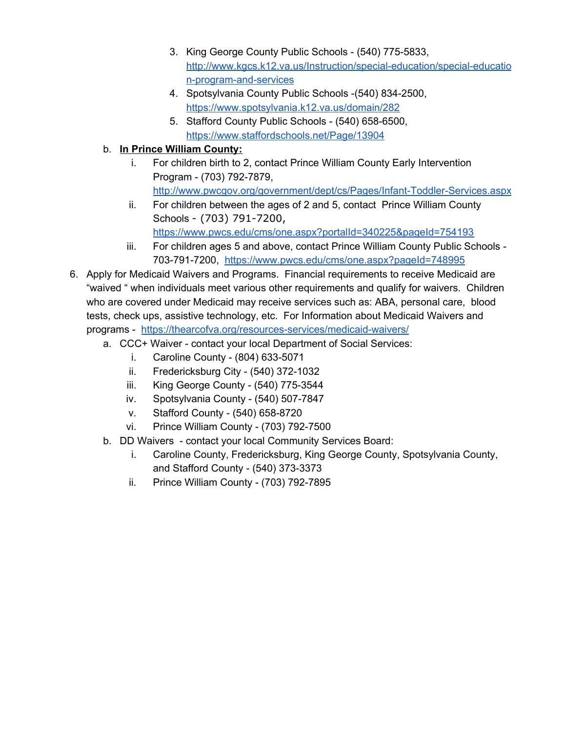3. King George County Public Schools - (540) 775-5833, http://www.kgcs.k12.va.us/Instruction/special-education/special-education-program-and-services
4. Spotsylvania County Public Schools -(540) 834-2500, https://www.spotsylvania.k12.va.us/domain/282
5. Stafford County Public Schools - (540) 658-6500, https://www.staffordschools.net/Page/13904

b. **In Prince William County:**

   i. For children birth to 2, contact Prince William County Early Intervention Program - (703) 792-7879, http://www.pwcgov.org/government/dept/cs/Pages/Infant-Toddler-Services.aspx

   ii. For children between the ages of 2 and 5, contact Prince William County Schools - (703) 791-7200, https://www.pwcs.edu/cms/one.aspx?portalId=340225&pageId=754193

   iii. For children ages 5 and above, contact Prince William County Public Schools - 703-791-7200, https://www.pwcs.edu/cms/one.aspx?pageId=748995

6. Apply for Medicaid Waivers and Programs. Financial requirements to receive Medicaid are "waived " when individuals meet various other requirements and qualify for waivers. Children who are covered under Medicaid may receive services such as: ABA, personal care, blood tests, check ups, assistive technology, etc. For Information about Medicaid Waivers and programs - https://thearcofva.org/resources-services/medicaid-waivers/

   a. CCC+ Waiver - contact your local Department of Social Services:

      i. Caroline County - (804) 633-5071

      ii. Fredericksburg City - (540) 372-1032

      iii. King George County - (540) 775-3544

      iv. Spotsylvania County - (540) 507-7847

      v. Stafford County - (540) 658-8720

      vi. Prince William County - (703) 792-7500

   b. DD Waivers - contact your local Community Services Board:

      i. Caroline County, Fredericksburg, King George County, Spotsylvania County, and Stafford County - (540) 373-3373

      ii. Prince William County - (703) 792-7895